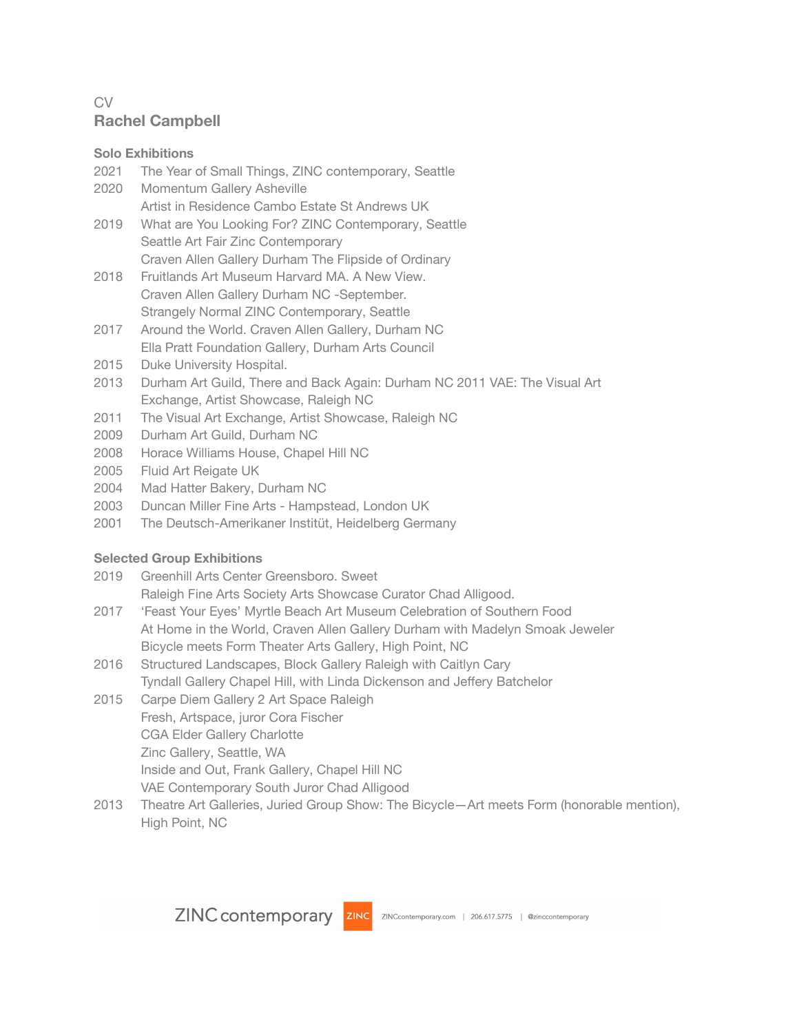CV

# Rachel Campbell

## Solo Exhibitions

2021 The Year of Small Things, ZINC contemporary, Seattle

2020 Momentum Gallery Asheville
Artist in Residence Cambo Estate St Andrews UK

2019 What are You Looking For? ZINC Contemporary, Seattle
Seattle Art Fair Zinc Contemporary
Craven Allen Gallery Durham The Flipside of Ordinary

2018 Fruitlands Art Museum Harvard MA. A New View.
Craven Allen Gallery Durham NC -September.
Strangely Normal ZINC Contemporary, Seattle

2017 Around the World. Craven Allen Gallery, Durham NC
Ella Pratt Foundation Gallery, Durham Arts Council

2015 Duke University Hospital.

2013 Durham Art Guild, There and Back Again: Durham NC 2011 VAE: The Visual Art Exchange, Artist Showcase, Raleigh NC

2011 The Visual Art Exchange, Artist Showcase, Raleigh NC

2009 Durham Art Guild, Durham NC

2008 Horace Williams House, Chapel Hill NC

2005 Fluid Art Reigate UK

2004 Mad Hatter Bakery, Durham NC

2003 Duncan Miller Fine Arts - Hampstead, London UK

2001 The Deutsch-Amerikaner Institüt, Heidelberg Germany

## Selected Group Exhibitions

2019 Greenhill Arts Center Greensboro. Sweet
Raleigh Fine Arts Society Arts Showcase Curator Chad Alligood.

2017 'Feast Your Eyes' Myrtle Beach Art Museum Celebration of Southern Food
At Home in the World, Craven Allen Gallery Durham with Madelyn Smoak Jeweler
Bicycle meets Form Theater Arts Gallery, High Point, NC

2016 Structured Landscapes, Block Gallery Raleigh with Caitlyn Cary
Tyndall Gallery Chapel Hill, with Linda Dickenson and Jeffery Batchelor

2015 Carpe Diem Gallery 2 Art Space Raleigh
Fresh, Artspace, juror Cora Fischer
CGA Elder Gallery Charlotte
Zinc Gallery, Seattle, WA
Inside and Out, Frank Gallery, Chapel Hill NC
VAE Contemporary South Juror Chad Alligood

2013 Theatre Art Galleries, Juried Group Show: The Bicycle—Art meets Form (honorable mention), High Point, NC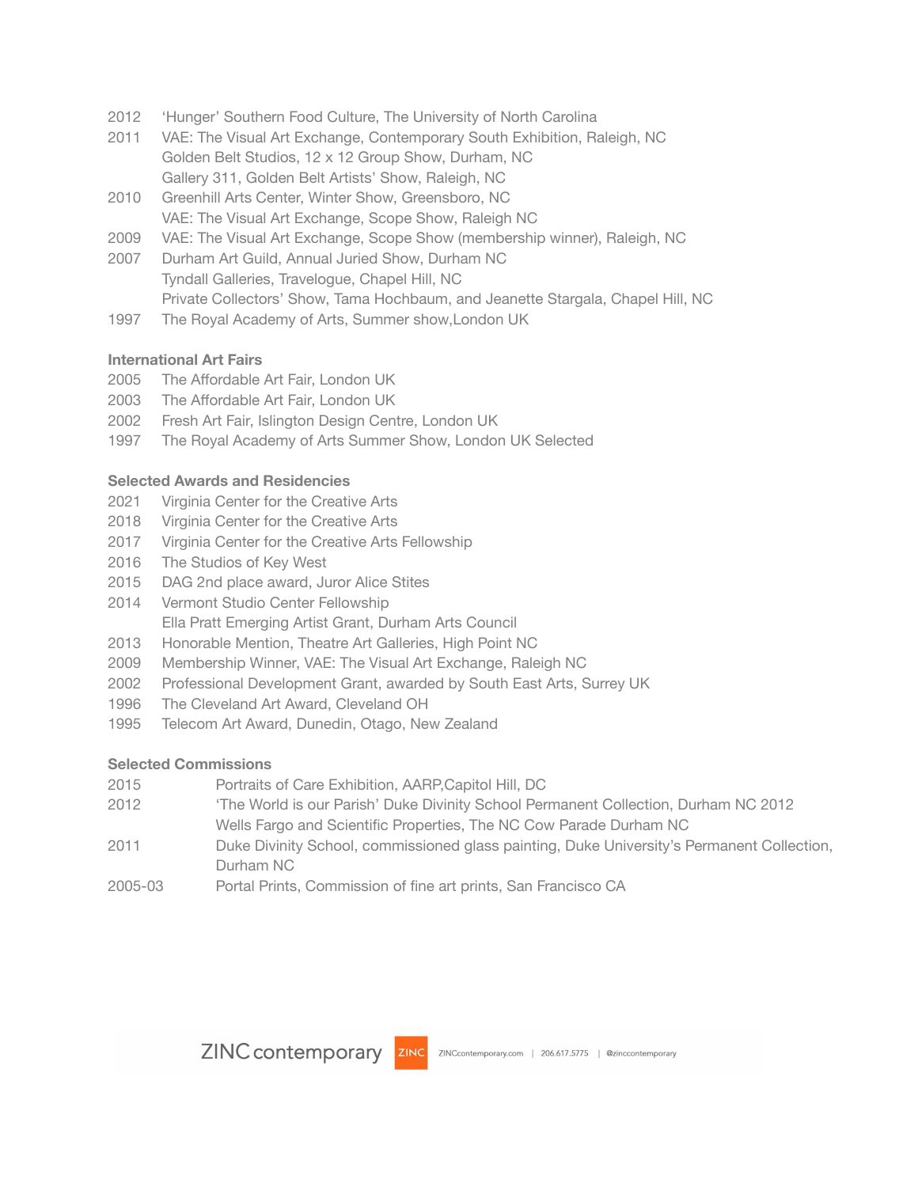2012 'Hunger' Southern Food Culture, The University of North Carolina
2011 VAE: The Visual Art Exchange, Contemporary South Exhibition, Raleigh, NC
Golden Belt Studios, 12 x 12 Group Show, Durham, NC
Gallery 311, Golden Belt Artists' Show, Raleigh, NC
2010 Greenhill Arts Center, Winter Show, Greensboro, NC
VAE: The Visual Art Exchange, Scope Show, Raleigh NC
2009 VAE: The Visual Art Exchange, Scope Show (membership winner), Raleigh, NC
2007 Durham Art Guild, Annual Juried Show, Durham NC
Tyndall Galleries, Travelogue, Chapel Hill, NC
Private Collectors' Show, Tama Hochbaum, and Jeanette Stargala, Chapel Hill, NC
1997 The Royal Academy of Arts, Summer show,London UK

**International Art Fairs**

2005 The Affordable Art Fair, London UK
2003 The Affordable Art Fair, London UK
2002 Fresh Art Fair, Islington Design Centre, London UK
1997 The Royal Academy of Arts Summer Show, London UK Selected

**Selected Awards and Residencies**

2021 Virginia Center for the Creative Arts
2018 Virginia Center for the Creative Arts
2017 Virginia Center for the Creative Arts Fellowship
2016 The Studios of Key West
2015 DAG 2nd place award, Juror Alice Stites
2014 Vermont Studio Center Fellowship
Ella Pratt Emerging Artist Grant, Durham Arts Council
2013 Honorable Mention, Theatre Art Galleries, High Point NC
2009 Membership Winner, VAE: The Visual Art Exchange, Raleigh NC
2002 Professional Development Grant, awarded by South East Arts, Surrey UK
1996 The Cleveland Art Award, Cleveland OH
1995 Telecom Art Award, Dunedin, Otago, New Zealand

**Selected Commissions**

2015 Portraits of Care Exhibition, AARP,Capitol Hill, DC
2012 'The World is our Parish' Duke Divinity School Permanent Collection, Durham NC 2012
Wells Fargo and Scientific Properties, The NC Cow Parade Durham NC
2011 Duke Divinity School, commissioned glass painting, Duke University's Permanent Collection, Durham NC
2005-03 Portal Prints, Commission of fine art prints, San Francisco CA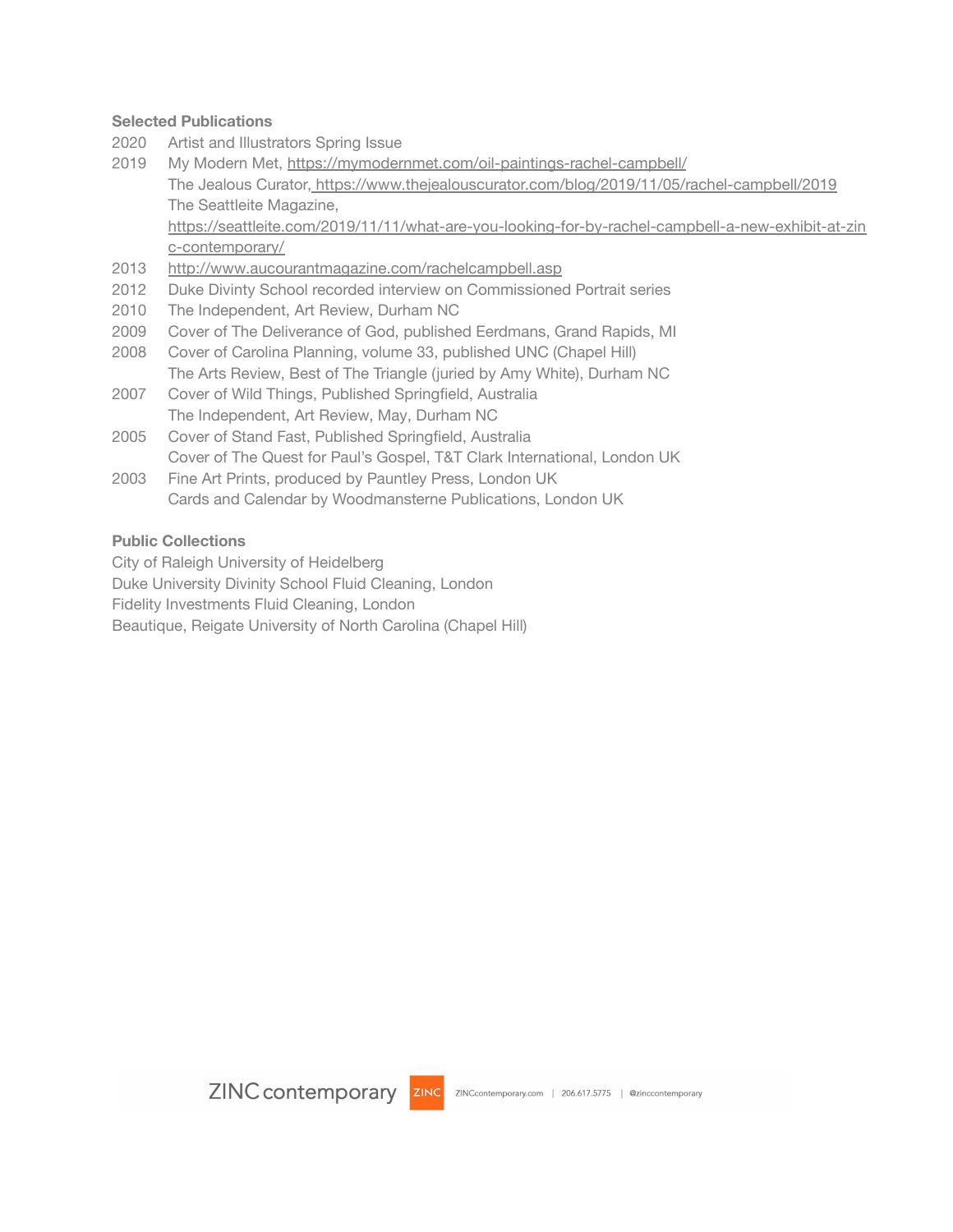**Selected Publications**

2020 Artist and Illustrators Spring Issue

2019 My Modern Met, https://mymodernmet.com/oil-paintings-rachel-campbell/
The Jealous Curator, https://www.thejealouscurator.com/blog/2019/11/05/rachel-campbell/2019
The Seattleite Magazine, https://seattleite.com/2019/11/11/what-are-you-looking-for-by-rachel-campbell-a-new-exhibit-at-zinc-contemporary/

2013 http://www.aucourantmagazine.com/rachelcampbell.asp

2012 Duke Divinty School recorded interview on Commissioned Portrait series

2010 The Independent, Art Review, Durham NC

2009 Cover of The Deliverance of God, published Eerdmans, Grand Rapids, MI

2008 Cover of Carolina Planning, volume 33, published UNC (Chapel Hill)
The Arts Review, Best of The Triangle (juried by Amy White), Durham NC

2007 Cover of Wild Things, Published Springfield, Australia
The Independent, Art Review, May, Durham NC

2005 Cover of Stand Fast, Published Springfield, Australia
Cover of The Quest for Paul's Gospel, T&T Clark International, London UK

2003 Fine Art Prints, produced by Pauntley Press, London UK
Cards and Calendar by Woodmansterne Publications, London UK

**Public Collections**

City of Raleigh University of Heidelberg
Duke University Divinity School Fluid Cleaning, London
Fidelity Investments Fluid Cleaning, London
Beautique, Reigate University of North Carolina (Chapel Hill)